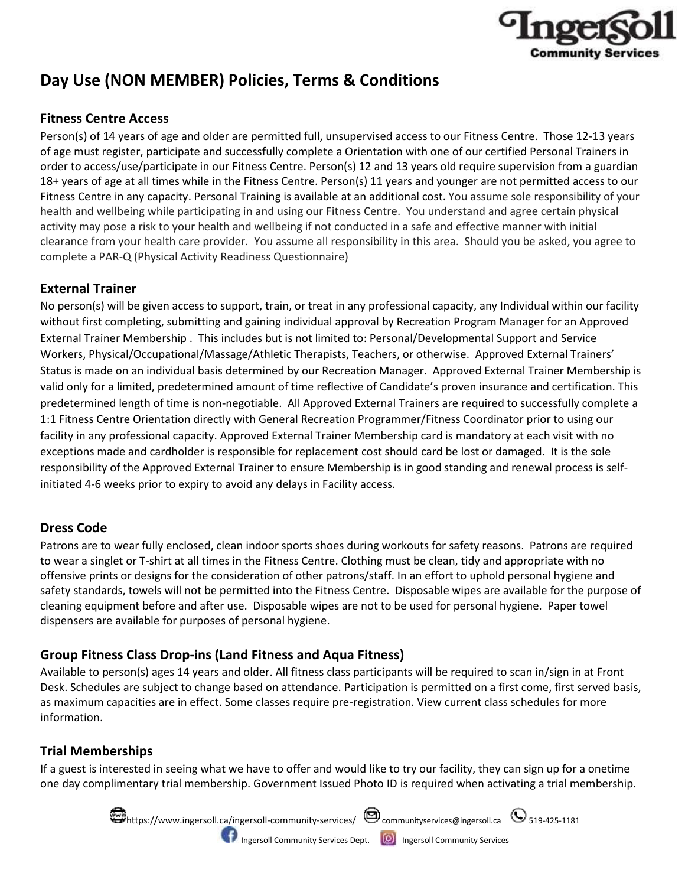# Day Use (NON MEMBER) Policies, Terms & Conditions

## Fitness Centre Access

Person(s) of 14 years of age and older are permitted full, unsupervised access to our Fitness Centre. Those 12-13 years of age must register, participate and successfully complete a Orientation with one of our certified Personal Trainers in order to access/use/participate in our Fitness Centre. Person(s) 12 and 13 years old require supervision from a guardian 18+ years of age at all times while in the Fitness Centre. Person(s) 11 years and younger are not permitted access to our Fitness Centre in any capacity. Personal Training is available at an additional cost. You assume sole responsibility of your health and wellbeing while participating in and using our Fitness Centre. You understand and agree certain physical activity may pose a risk to your health and wellbeing if not conducted in a safe and effective manner with initial clearance from your health care provider. You assume all responsibility in this area. Should you be asked, you agree to complete a PAR-Q (Physical Activity Readiness Questionnaire)

## External Trainer

No person(s) will be given access to support, train, or treat in any professional capacity, any Individual within our facility without first completing, submitting and gaining individual approval by Recreation Program Manager for an Approved External Trainer Membership . This includes but is not limited to: Personal/Developmental Support and Service Workers, Physical/Occupational/Massage/Athletic Therapists, Teachers, or otherwise. Approved External Trainers' Status is made on an individual basis determined by our Recreation Manager. Approved External Trainer Membership is valid only for a limited, predetermined amount of time reflective of Candidate's proven insurance and certification. This predetermined length of time is non-negotiable. All Approved External Trainers are required to successfully complete a 1:1 Fitness Centre Orientation directly with General Recreation Programmer/Fitness Coordinator prior to using our facility in any professional capacity. Approved External Trainer Membership card is mandatory at each visit with no exceptions made and cardholder is responsible for replacement cost should card be lost or damaged. It is the sole responsibility of the Approved External Trainer to ensure Membership is in good standing and renewal process is self-initiated 4-6 weeks prior to expiry to avoid any delays in Facility access.

## Dress Code

Patrons are to wear fully enclosed, clean indoor sports shoes during workouts for safety reasons. Patrons are required to wear a singlet or T-shirt at all times in the Fitness Centre. Clothing must be clean, tidy and appropriate with no offensive prints or designs for the consideration of other patrons/staff. In an effort to uphold personal hygiene and safety standards, towels will not be permitted into the Fitness Centre. Disposable wipes are available for the purpose of cleaning equipment before and after use. Disposable wipes are not to be used for personal hygiene. Paper towel dispensers are available for purposes of personal hygiene.

## Group Fitness Class Drop-ins (Land Fitness and Aqua Fitness)

Available to person(s) ages 14 years and older. All fitness class participants will be required to scan in/sign in at Front Desk. Schedules are subject to change based on attendance. Participation is permitted on a first come, first served basis, as maximum capacities are in effect. Some classes require pre-registration. View current class schedules for more information.

## Trial Memberships

If a guest is interested in seeing what we have to offer and would like to try our facility, they can sign up for a onetime one day complimentary trial membership. Government Issued Photo ID is required when activating a trial membership.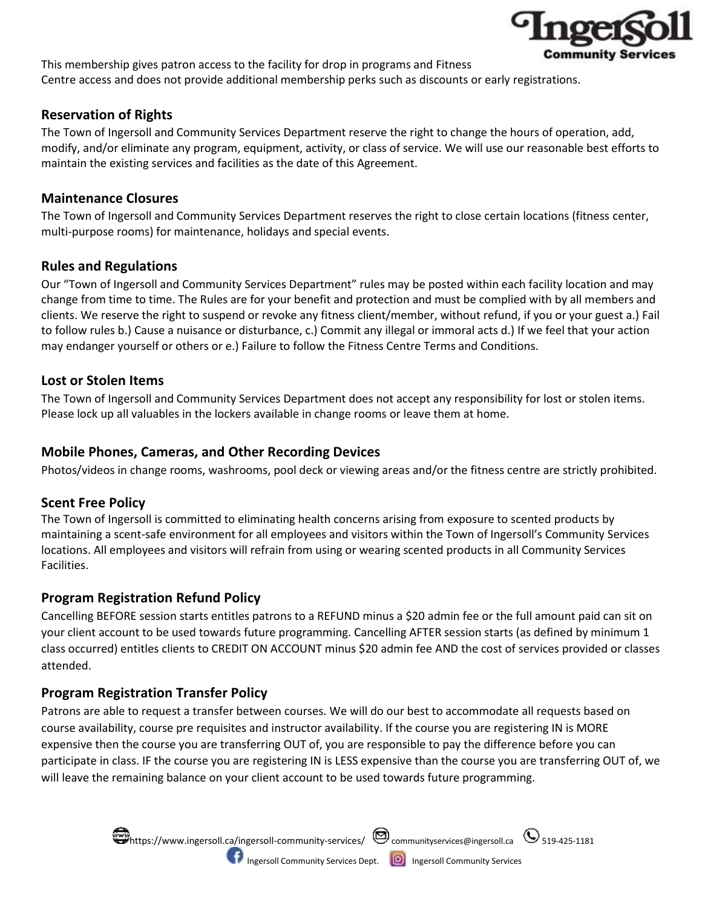This membership gives patron access to the facility for drop in programs and Fitness Centre access and does not provide additional membership perks such as discounts or early registrations.

## Reservation of Rights

The Town of Ingersoll and Community Services Department reserve the right to change the hours of operation, add, modify, and/or eliminate any program, equipment, activity, or class of service. We will use our reasonable best efforts to maintain the existing services and facilities as the date of this Agreement.

## Maintenance Closures

The Town of Ingersoll and Community Services Department reserves the right to close certain locations (fitness center, multi-purpose rooms) for maintenance, holidays and special events.

## Rules and Regulations

Our "Town of Ingersoll and Community Services Department" rules may be posted within each facility location and may change from time to time. The Rules are for your benefit and protection and must be complied with by all members and clients. We reserve the right to suspend or revoke any fitness client/member, without refund, if you or your guest a.) Fail to follow rules b.) Cause a nuisance or disturbance, c.) Commit any illegal or immoral acts d.) If we feel that your action may endanger yourself or others or e.) Failure to follow the Fitness Centre Terms and Conditions.

## Lost or Stolen Items

The Town of Ingersoll and Community Services Department does not accept any responsibility for lost or stolen items. Please lock up all valuables in the lockers available in change rooms or leave them at home.

## Mobile Phones, Cameras, and Other Recording Devices

Photos/videos in change rooms, washrooms, pool deck or viewing areas and/or the fitness centre are strictly prohibited.

## Scent Free Policy

The Town of Ingersoll is committed to eliminating health concerns arising from exposure to scented products by maintaining a scent-safe environment for all employees and visitors within the Town of Ingersoll's Community Services locations. All employees and visitors will refrain from using or wearing scented products in all Community Services Facilities.

## Program Registration Refund Policy

Cancelling BEFORE session starts entitles patrons to a REFUND minus a $20 admin fee or the full amount paid can sit on your client account to be used towards future programming. Cancelling AFTER session starts (as defined by minimum 1 class occurred) entitles clients to CREDIT ON ACCOUNT minus $20 admin fee AND the cost of services provided or classes attended.

## Program Registration Transfer Policy

Patrons are able to request a transfer between courses. We will do our best to accommodate all requests based on course availability, course pre requisites and instructor availability. If the course you are registering IN is MORE expensive then the course you are transferring OUT of, you are responsible to pay the difference before you can participate in class. IF the course you are registering IN is LESS expensive than the course you are transferring OUT of, we will leave the remaining balance on your client account to be used towards future programming.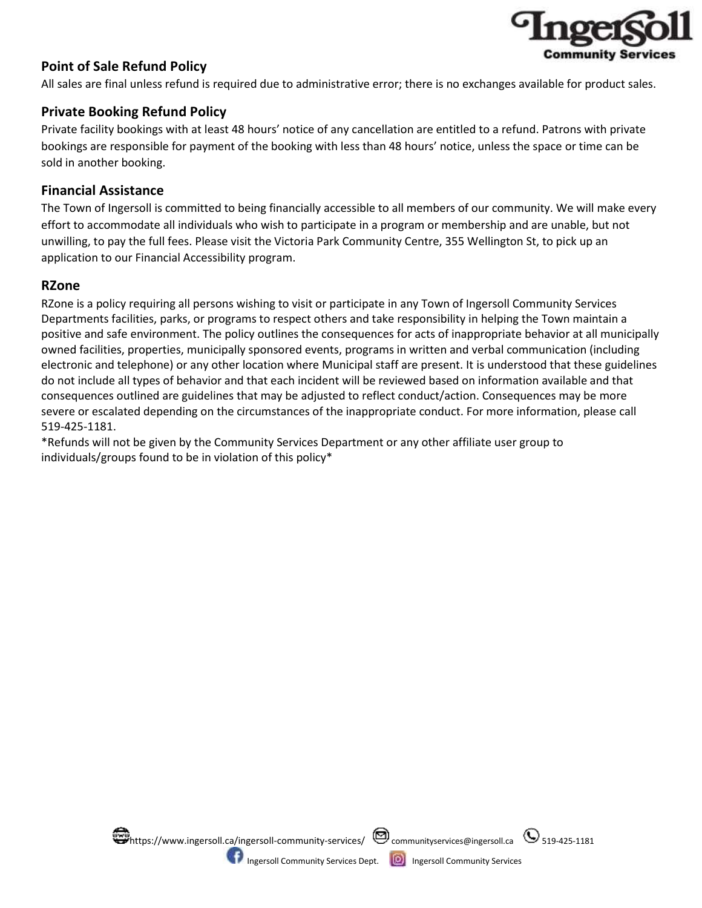## Point of Sale Refund Policy

All sales are final unless refund is required due to administrative error; there is no exchanges available for product sales.

## Private Booking Refund Policy

Private facility bookings with at least 48 hours' notice of any cancellation are entitled to a refund. Patrons with private bookings are responsible for payment of the booking with less than 48 hours' notice, unless the space or time can be sold in another booking.

## Financial Assistance

The Town of Ingersoll is committed to being financially accessible to all members of our community. We will make every effort to accommodate all individuals who wish to participate in a program or membership and are unable, but not unwilling, to pay the full fees. Please visit the Victoria Park Community Centre, 355 Wellington St, to pick up an application to our Financial Accessibility program.

## RZone

RZone is a policy requiring all persons wishing to visit or participate in any Town of Ingersoll Community Services Departments facilities, parks, or programs to respect others and take responsibility in helping the Town maintain a positive and safe environment. The policy outlines the consequences for acts of inappropriate behavior at all municipally owned facilities, properties, municipally sponsored events, programs in written and verbal communication (including electronic and telephone) or any other location where Municipal staff are present. It is understood that these guidelines do not include all types of behavior and that each incident will be reviewed based on information available and that consequences outlined are guidelines that may be adjusted to reflect conduct/action. Consequences may be more severe or escalated depending on the circumstances of the inappropriate conduct. For more information, please call 519-425-1181.

*Refunds will not be given by the Community Services Department or any other affiliate user group to individuals/groups found to be in violation of this policy*